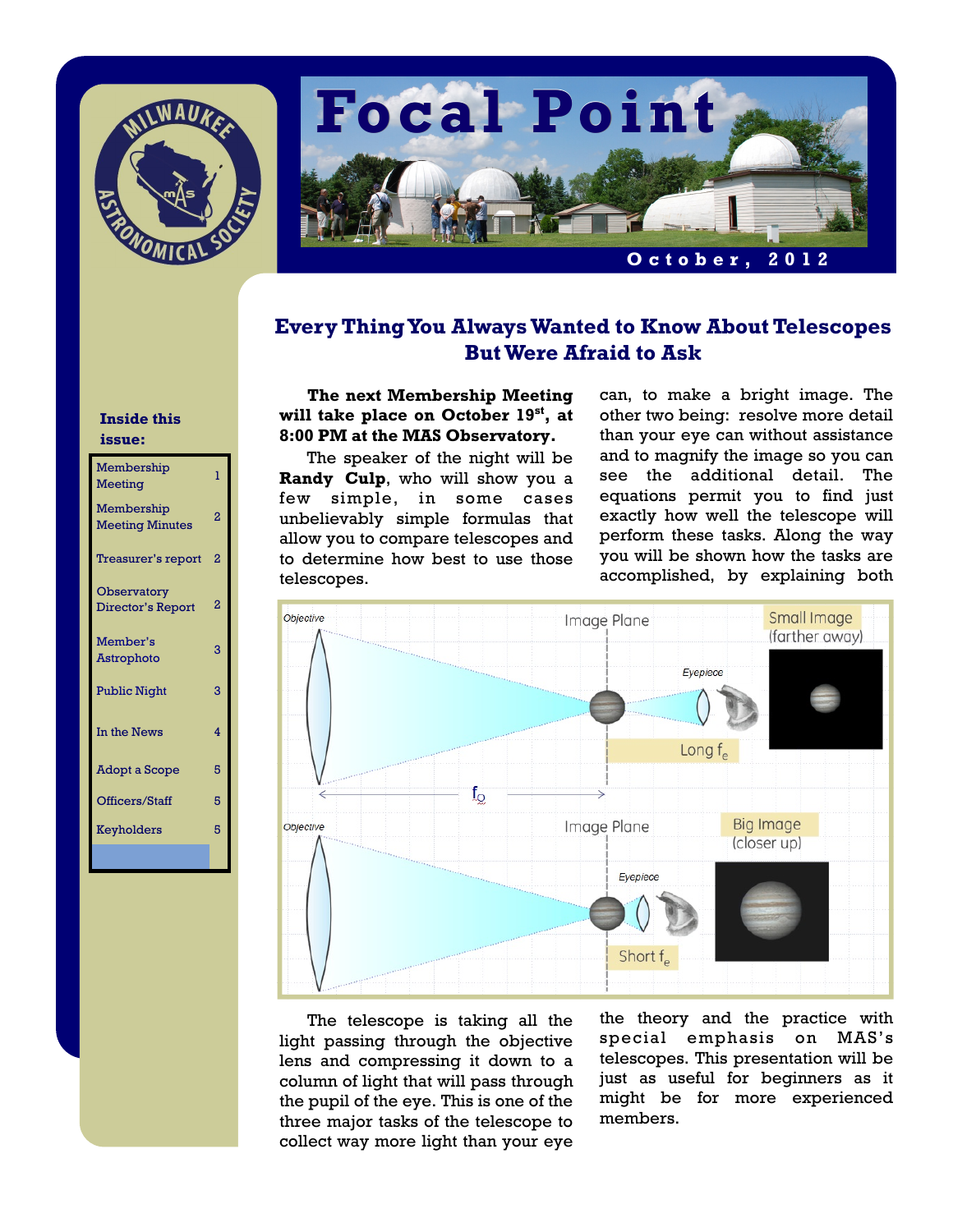# Focal Point

**October, 2012**

**Inside this issue:**

| | |
|---|---|
| Membership Meeting | 1 |
| Membership Meeting Minutes | 2 |
| Treasurer's report | 2 |
| Observatory Director's Report | 2 |
| Member's Astrophoto | 3 |
| Public Night | 3 |
| In the News | 4 |
| Adopt a Scope | 5 |
| Officers/Staff | 5 |
| Keyholders | 5 |

## Every Thing You Always Wanted to Know About Telescopes But Were Afraid to Ask

**The next Membership Meeting will take place on October 19th, at 8:00 PM at the MAS Observatory.**

The speaker of the night will be **Randy Culp**, who will show you a few simple, in some cases unbelievably simple formulas that allow you to compare telescopes and to determine how best to use those telescopes.

The telescope is taking all the light passing through the objective lens and compressing it down to a column of light that will pass through the pupil of the eye. This is one of the three major tasks of the telescope to collect way more light than your eye can, to make a bright image. The other two being: resolve more detail than your eye can without assistance and to magnify the image so you can see the additional detail. The equations permit you to find just exactly how well the telescope will perform these tasks. Along the way you will be shown how the tasks are accomplished, by explaining both the theory and the practice with special emphasis on MAS's telescopes. This presentation will be just as useful for beginners as it might be for more experienced members.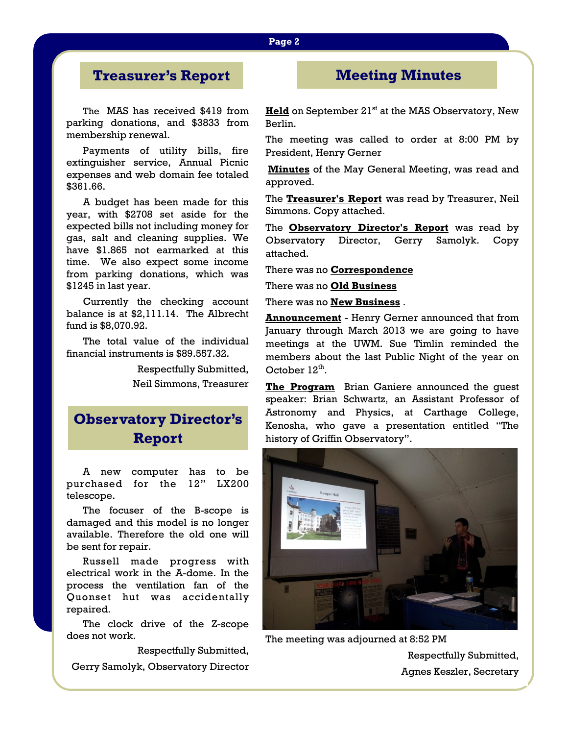## Treasurer's Report

The MAS has received $419 from parking donations, and $3833 from membership renewal.

Payments of utility bills, fire extinguisher service, Annual Picnic expenses and web domain fee totaled $361.66.

A budget has been made for this year, with $2708 set aside for the expected bills not including money for gas, salt and cleaning supplies. We have $1.865 not earmarked at this time. We also expect some income from parking donations, which was $1245 in last year.

Currently the checking account balance is at $2,111.14. The Albrecht fund is $8,070.92.

The total value of the individual financial instruments is $89.557.32.

Respectfully Submitted,

Neil Simmons, Treasurer

## Observatory Director's Report

A new computer has to be purchased for the 12" LX200 telescope.

The focuser of the B-scope is damaged and this model is no longer available. Therefore the old one will be sent for repair.

Russell made progress with electrical work in the A-dome. In the process the ventilation fan of the Quonset hut was accidentally repaired.

The clock drive of the Z-scope does not work.

Respectfully Submitted,

Gerry Samolyk, Observatory Director

## Meeting Minutes

**Held** on September 21st at the MAS Observatory, New Berlin.

The meeting was called to order at 8:00 PM by President, Henry Gerner

**Minutes** of the May General Meeting, was read and approved.

The **Treasurer's Report** was read by Treasurer, Neil Simmons. Copy attached.

The **Observatory Director's Report** was read by Observatory Director, Gerry Samolyk. Copy attached.

There was no **Correspondence**

There was no **Old Business**

There was no **New Business** .

**Announcement** - Henry Gerner announced that from January through March 2013 we are going to have meetings at the UWM. Sue Timlin reminded the members about the last Public Night of the year on October 12th.

**The Program** Brian Ganiere announced the guest speaker: Brian Schwartz, an Assistant Professor of Astronomy and Physics, at Carthage College, Kenosha, who gave a presentation entitled "The history of Griffin Observatory".

The meeting was adjourned at 8:52 PM

Respectfully Submitted,

Agnes Keszler, Secretary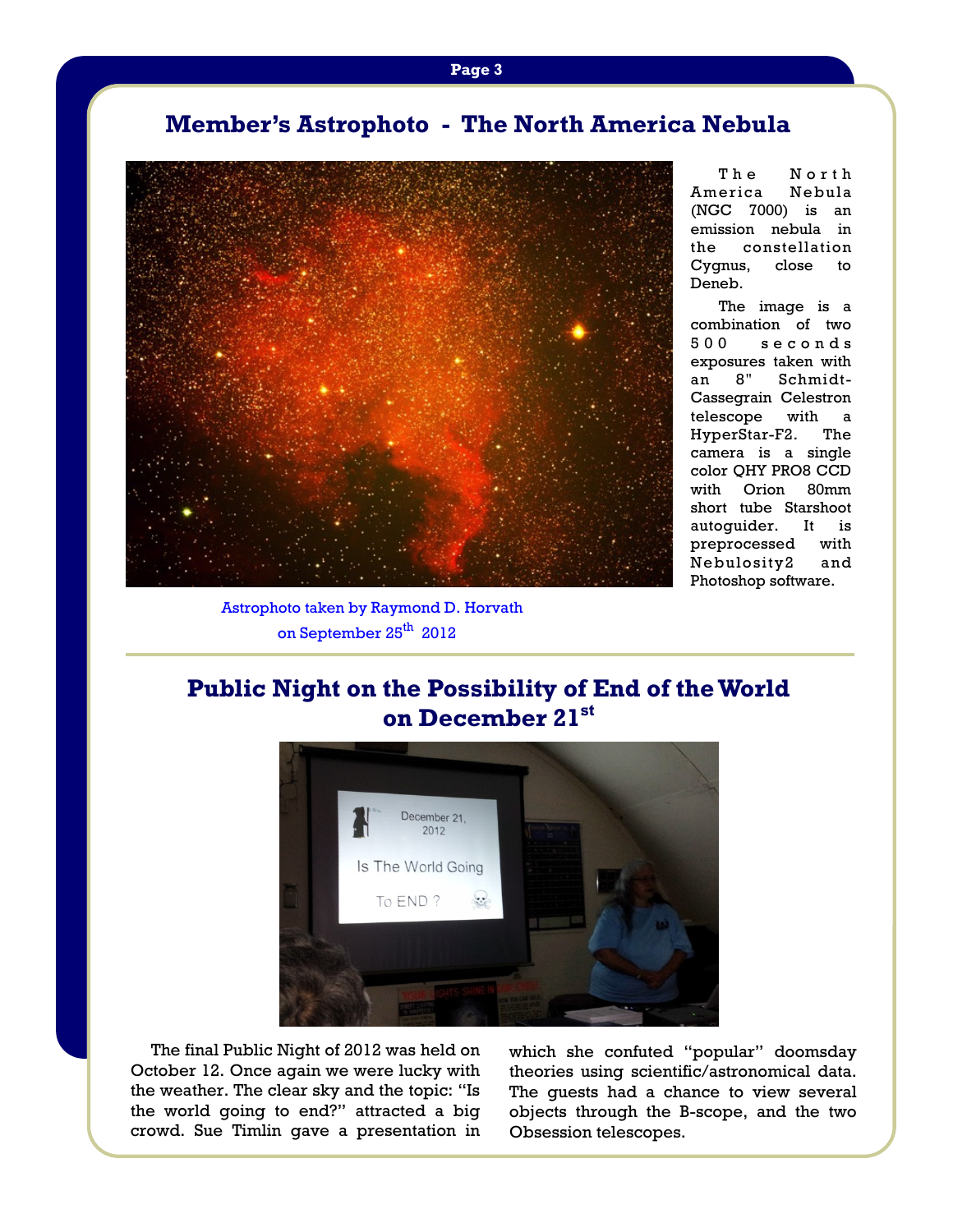## Member's Astrophoto - The North America Nebula

The North America Nebula (NGC 7000) is an emission nebula in the constellation Cygnus, close to Deneb.

The image is a combination of two 500 seconds exposures taken with an 8" Schmidt-Cassegrain Celestron telescope with a HyperStar-F2. The camera is a single color QHY PRO8 CCD with Orion 80mm short tube Starshoot autoguider. It is preprocessed with Nebulosity2 and Photoshop software.

Astrophoto taken by Raymond D. Horvath on September 25th 2012

## Public Night on the Possibility of End of the World on December 21st

The final Public Night of 2012 was held on October 12. Once again we were lucky with the weather. The clear sky and the topic: "Is the world going to end?" attracted a big crowd. Sue Timlin gave a presentation in which she confuted "popular" doomsday theories using scientific/astronomical data. The guests had a chance to view several objects through the B-scope, and the two Obsession telescopes.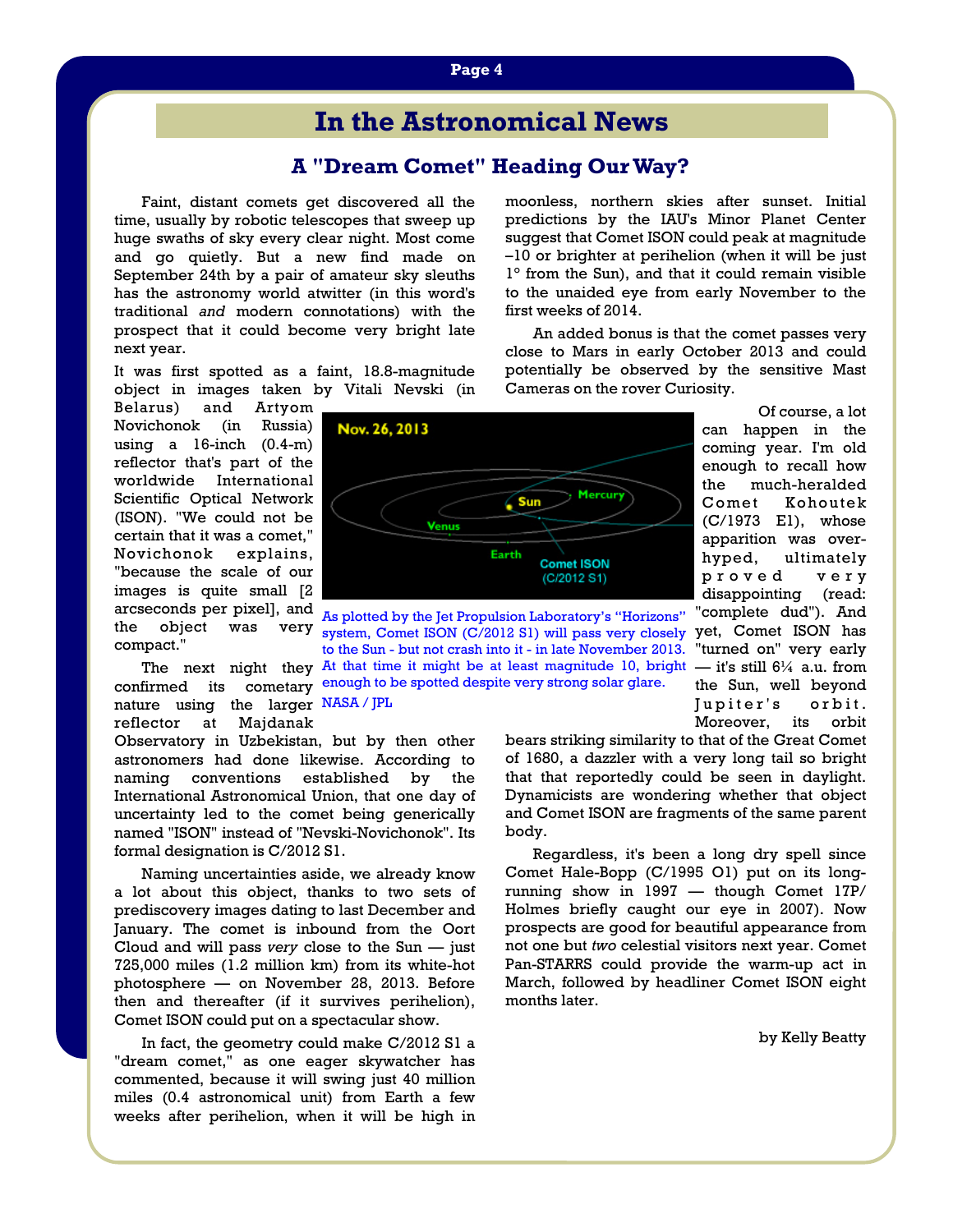# In the Astronomical News

## A "Dream Comet" Heading Our Way?

Faint, distant comets get discovered all the time, usually by robotic telescopes that sweep up huge swaths of sky every clear night. Most come and go quietly. But a new find made on September 24th by a pair of amateur sky sleuths has the astronomy world atwitter (in this word's traditional *and* modern connotations) with the prospect that it could become very bright late next year.

It was first spotted as a faint, 18.8-magnitude object in images taken by Vitali Nevski (in Belarus) and Artyom Novichonok (in Russia) using a 16-inch (0.4-m) reflector that's part of the worldwide International Scientific Optical Network (ISON). "We could not be certain that it was a comet," Novichonok explains, "because the scale of our images is quite small [2 arcseconds per pixel], and the object was very compact."

The next night they confirmed its cometary nature using the larger reflector at Majdanak Observatory in Uzbekistan, but by then other astronomers had done likewise. According to naming conventions established by the International Astronomical Union, that one day of uncertainty led to the comet being generically named "ISON" instead of "Nevski-Novichonok". Its formal designation is C/2012 S1.

Naming uncertainties aside, we already know a lot about this object, thanks to two sets of prediscovery images dating to last December and January. The comet is inbound from the Oort Cloud and will pass *very* close to the Sun — just 725,000 miles (1.2 million km) from its white-hot photosphere — on November 28, 2013. Before then and thereafter (if it survives perihelion), Comet ISON could put on a spectacular show.

In fact, the geometry could make C/2012 S1 a "dream comet," as one eager skywatcher has commented, because it will swing just 40 million miles (0.4 astronomical unit) from Earth a few weeks after perihelion, when it will be high in moonless, northern skies after sunset. Initial predictions by the IAU's Minor Planet Center suggest that Comet ISON could peak at magnitude –10 or brighter at perihelion (when it will be just 1° from the Sun), and that it could remain visible to the unaided eye from early November to the first weeks of 2014.

An added bonus is that the comet passes very close to Mars in early October 2013 and could potentially be observed by the sensitive Mast Cameras on the rover Curiosity.

As plotted by the Jet Propulsion Laboratory's "Horizons" system, Comet ISON (C/2012 S1) will pass very closely to the Sun - but not crash into it - in late November 2013. At that time it might be at least magnitude 10, bright enough to be spotted despite very strong solar glare. NASA / JPL

Of course, a lot can happen in the coming year. I'm old enough to recall how the much-heralded Comet Kohoutek (C/1973 E1), whose apparition was over-hyped, ultimately proved very disappointing (read: "complete dud"). And yet, Comet ISON has "turned on" very early — it's still 6¼ a.u. from the Sun, well beyond Jupiter's orbit. Moreover, its orbit bears striking similarity to that of the Great Comet of 1680, a dazzler with a very long tail so bright that that reportedly could be seen in daylight. Dynamicists are wondering whether that object and Comet ISON are fragments of the same parent body.

Regardless, it's been a long dry spell since Comet Hale-Bopp (C/1995 O1) put on its long-running show in 1997 — though Comet 17P/Holmes briefly caught our eye in 2007). Now prospects are good for beautiful appearance from not one but *two* celestial visitors next year. Comet Pan-STARRS could provide the warm-up act in March, followed by headliner Comet ISON eight months later.

by Kelly Beatty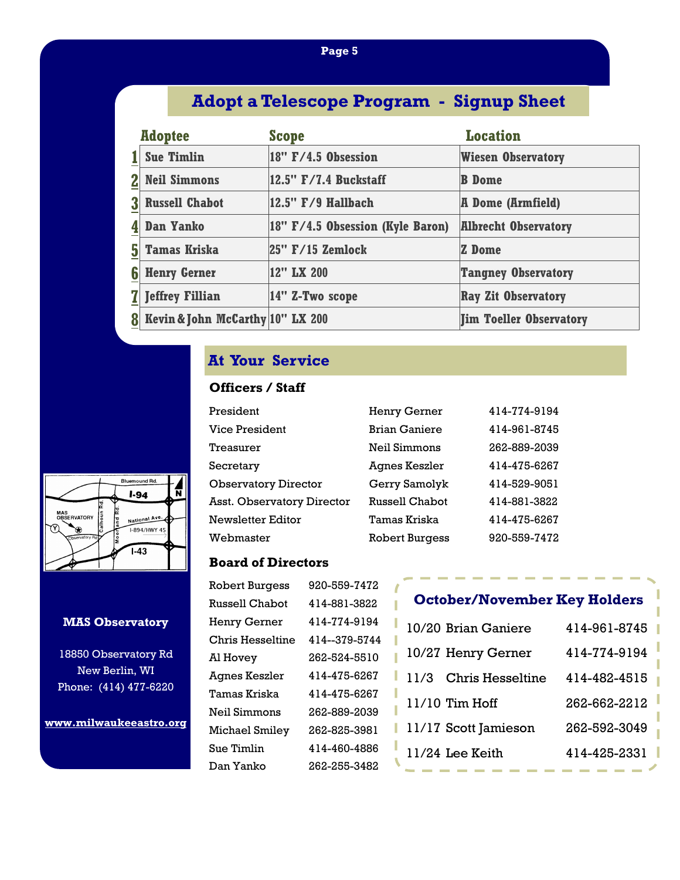## Adopt a Telescope Program - Signup Sheet

| | Adoptee | Scope | Location |
|---|---|---|---|
| 1 | Sue Timlin | 18" F/4.5 Obsession | Wiesen Observatory |
| 2 | Neil Simmons | 12.5" F/7.4 Buckstaff | B Dome |
| 3 | Russell Chabot | 12.5" F/9 Hallbach | A Dome (Armfield) |
| 4 | Dan Yanko | 18" F/4.5 Obsession (Kyle Baron) | Albrecht Observatory |
| 5 | Tamas Kriska | 25" F/15 Zemlock | Z Dome |
| 6 | Henry Gerner | 12" LX 200 | Tangney Observatory |
| 7 | Jeffrey Fillian | 14" Z-Two scope | Ray Zit Observatory |
| 8 | Kevin & John McCarthy | 10" LX 200 | Jim Toeller Observatory |

## At Your Service

### Officers / Staff

| | | |
|---|---|---|
| President | Henry Gerner | 414-774-9194 |
| Vice President | Brian Ganiere | 414-961-8745 |
| Treasurer | Neil Simmons | 262-889-2039 |
| Secretary | Agnes Keszler | 414-475-6267 |
| Observatory Director | Gerry Samolyk | 414-529-9051 |
| Asst. Observatory Director | Russell Chabot | 414-881-3822 |
| Newsletter Editor | Tamas Kriska | 414-475-6267 |
| Webmaster | Robert Burgess | 920-559-7472 |

### Board of Directors

| | |
|---|---|
| Robert Burgess | 920-559-7472 |
| Russell Chabot | 414-881-3822 |
| Henry Gerner | 414-774-9194 |
| Chris Hesseltine | 414--379-5744 |
| Al Hovey | 262-524-5510 |
| Agnes Keszler | 414-475-6267 |
| Tamas Kriska | 414-475-6267 |
| Neil Simmons | 262-889-2039 |
| Michael Smiley | 262-825-3981 |
| Sue Timlin | 414-460-4886 |
| Dan Yanko | 262-255-3482 |

### October/November Key Holders

| | | |
|---|---|---|
| 10/20 | Brian Ganiere | 414-961-8745 |
| 10/27 | Henry Gerner | 414-774-9194 |
| 11/3 | Chris Hesseltine | 414-482-4515 |
| 11/10 | Tim Hoff | 262-662-2212 |
| 11/17 | Scott Jamieson | 262-592-3049 |
| 11/24 | Lee Keith | 414-425-2331 |

Bluemound Rd.
I-94
N
MAS OBSERVATORY
Calhoun Rd.
Moorland Rd.
National Ave.
I-894/HWY 45
Y
Observatory Rd.
I-43

**MAS Observatory**

18850 Observatory Rd
New Berlin, WI
Phone: (414) 477-6220

**www.milwaukeeastro.org**